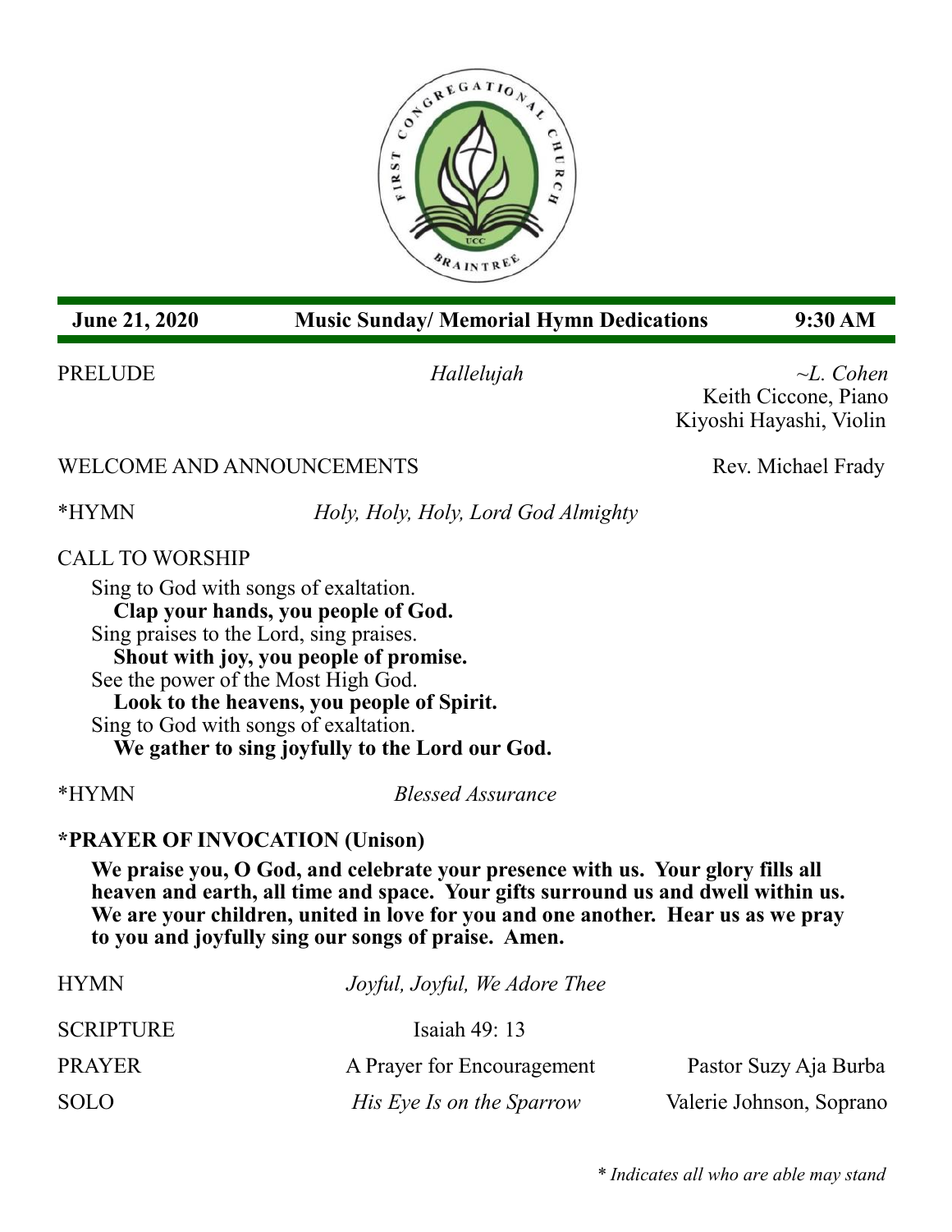FIRST CONGREGATIONAL CHURCH UCC BRAINTREE

**June 21, 2020** **Music Sunday/ Memorial Hymn Dedications** **9:30 AM**

PRELUDE *Hallelujah* *~L. Cohen*
Keith Ciccone, Piano
Kiyoshi Hayashi, Violin

WELCOME AND ANNOUNCEMENTS Rev. Michael Frady

*HYMN *Holy, Holy, Holy, Lord God Almighty*

CALL TO WORSHIP

Sing to God with songs of exaltation.
**Clap your hands, you people of God.**
Sing praises to the Lord, sing praises.
**Shout with joy, you people of promise.**
See the power of the Most High God.
**Look to the heavens, you people of Spirit.**
Sing to God with songs of exaltation.
**We gather to sing joyfully to the Lord our God.**

*HYMN *Blessed Assurance*

**\*PRAYER OF INVOCATION (Unison)**

**We praise you, O God, and celebrate your presence with us. Your glory fills all heaven and earth, all time and space. Your gifts surround us and dwell within us. We are your children, united in love for you and one another. Hear us as we pray to you and joyfully sing our songs of praise. Amen.**

HYMN *Joyful, Joyful, We Adore Thee*

SCRIPTURE Isaiah 49: 13

PRAYER A Prayer for Encouragement Pastor Suzy Aja Burba

SOLO *His Eye Is on the Sparrow* Valerie Johnson, Soprano

*\* Indicates all who are able may stand*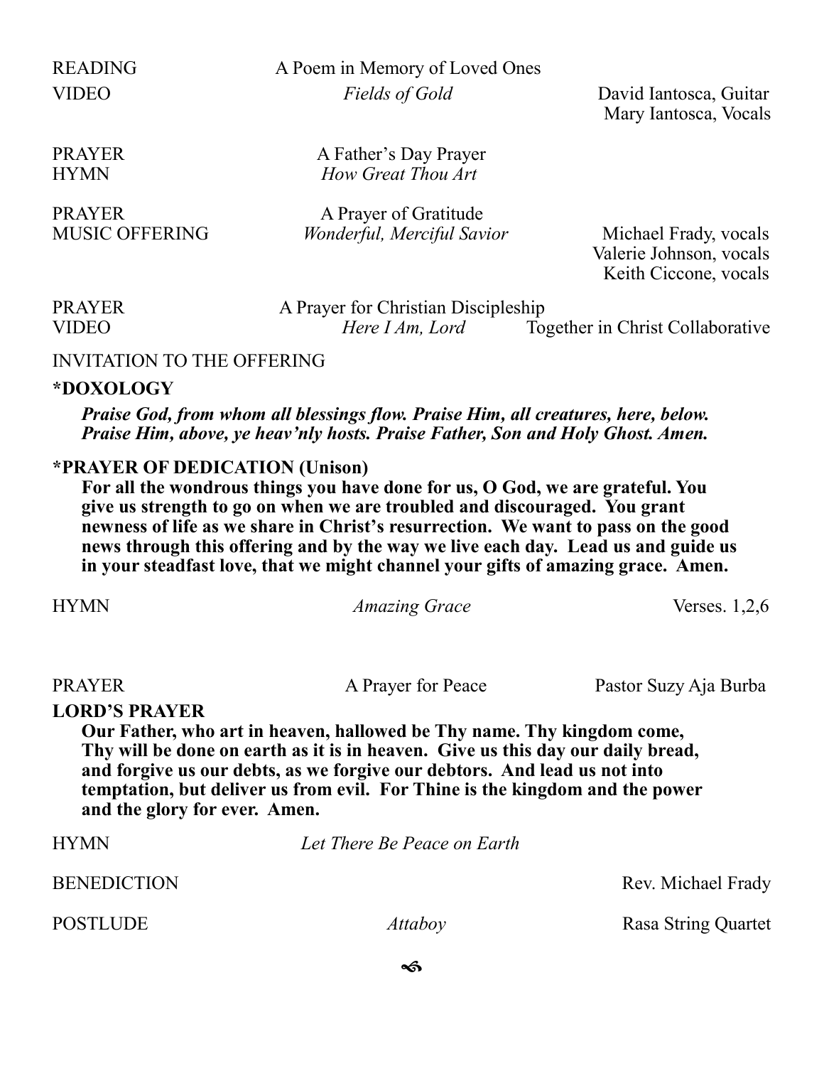READING — A Poem in Memory of Loved Ones

VIDEO — *Fields of Gold* — David Iantosca, Guitar; Mary Iantosca, Vocals

PRAYER — A Father's Day Prayer

HYMN — *How Great Thou Art*

PRAYER — A Prayer of Gratitude

MUSIC OFFERING — *Wonderful, Merciful Savior* — Michael Frady, vocals; Valerie Johnson, vocals; Keith Ciccone, vocals

PRAYER — A Prayer for Christian Discipleship

VIDEO — *Here I Am, Lord* — Together in Christ Collaborative

INVITATION TO THE OFFERING

**\*DOXOLOGY**

***Praise God, from whom all blessings flow. Praise Him, all creatures, here, below. Praise Him, above, ye heav'nly hosts. Praise Father, Son and Holy Ghost. Amen.***

**\*PRAYER OF DEDICATION (Unison)**

**For all the wondrous things you have done for us, O God, we are grateful. You give us strength to go on when we are troubled and discouraged. You grant newness of life as we share in Christ's resurrection. We want to pass on the good news through this offering and by the way we live each day. Lead us and guide us in your steadfast love, that we might channel your gifts of amazing grace. Amen.**

HYMN — *Amazing Grace* — Verses. 1,2,6

PRAYER — A Prayer for Peace — Pastor Suzy Aja Burba

**LORD'S PRAYER**

**Our Father, who art in heaven, hallowed be Thy name. Thy kingdom come, Thy will be done on earth as it is in heaven. Give us this day our daily bread, and forgive us our debts, as we forgive our debtors. And lead us not into temptation, but deliver us from evil. For Thine is the kingdom and the power and the glory for ever. Amen.**

HYMN — *Let There Be Peace on Earth*

BENEDICTION — Rev. Michael Frady

POSTLUDE — *Attaboy* — Rasa String Quartet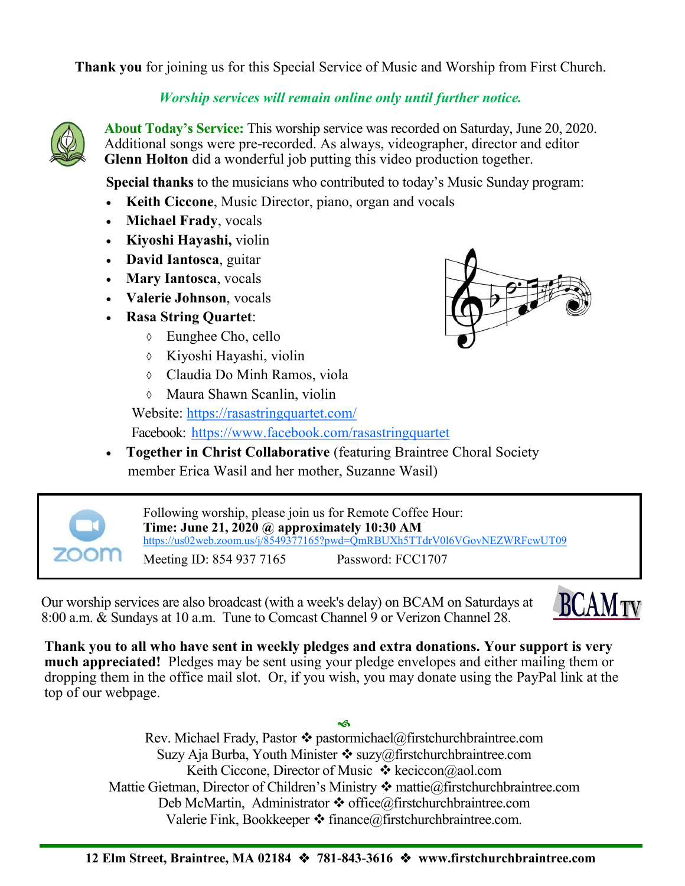**Thank you** for joining us for this Special Service of Music and Worship from First Church.

***Worship services will remain online only until further notice.***

**About Today's Service:** This worship service was recorded on Saturday, June 20, 2020. Additional songs were pre-recorded. As always, videographer, director and editor **Glenn Holton** did a wonderful job putting this video production together.

**Special thanks** to the musicians who contributed to today's Music Sunday program:

- **Keith Ciccone**, Music Director, piano, organ and vocals
- **Michael Frady**, vocals
- **Kiyoshi Hayashi,** violin
- **David Iantosca**, guitar
- **Mary Iantosca**, vocals
- **Valerie Johnson**, vocals
- **Rasa String Quartet**:
  - Eunghee Cho, cello
  - Kiyoshi Hayashi, violin
  - Claudia Do Minh Ramos, viola
  - Maura Shawn Scanlin, violin

  Website: https://rasastringquartet.com/

  Facebook: https://www.facebook.com/rasastringquartet
- **Together in Christ Collaborative** (featuring Braintree Choral Society member Erica Wasil and her mother, Suzanne Wasil)

Following worship, please join us for Remote Coffee Hour:
**Time: June 21, 2020 @ approximately 10:30 AM**
https://us02web.zoom.us/j/8549377165?pwd=QmRBUXh5TTdrV0l6VGovNEZWRFcwUT09
Meeting ID: 854 937 7165 Password: FCC1707

Our worship services are also broadcast (with a week's delay) on BCAM on Saturdays at 8:00 a.m. & Sundays at 10 a.m. Tune to Comcast Channel 9 or Verizon Channel 28.

**Thank you to all who have sent in weekly pledges and extra donations. Your support is very much appreciated!** Pledges may be sent using your pledge envelopes and either mailing them or dropping them in the office mail slot. Or, if you wish, you may donate using the PayPal link at the top of our webpage.

Rev. Michael Frady, Pastor ❖ pastormichael@firstchurchbraintree.com
Suzy Aja Burba, Youth Minister ❖ suzy@firstchurchbraintree.com
Keith Ciccone, Director of Music ❖ keciccon@aol.com
Mattie Gietman, Director of Children's Ministry ❖ mattie@firstchurchbraintree.com
Deb McMartin, Administrator ❖ office@firstchurchbraintree.com
Valerie Fink, Bookkeeper ❖ finance@firstchurchbraintree.com.

**12 Elm Street, Braintree, MA 02184 ❖ 781-843-3616 ❖ www.firstchurchbraintree.com**